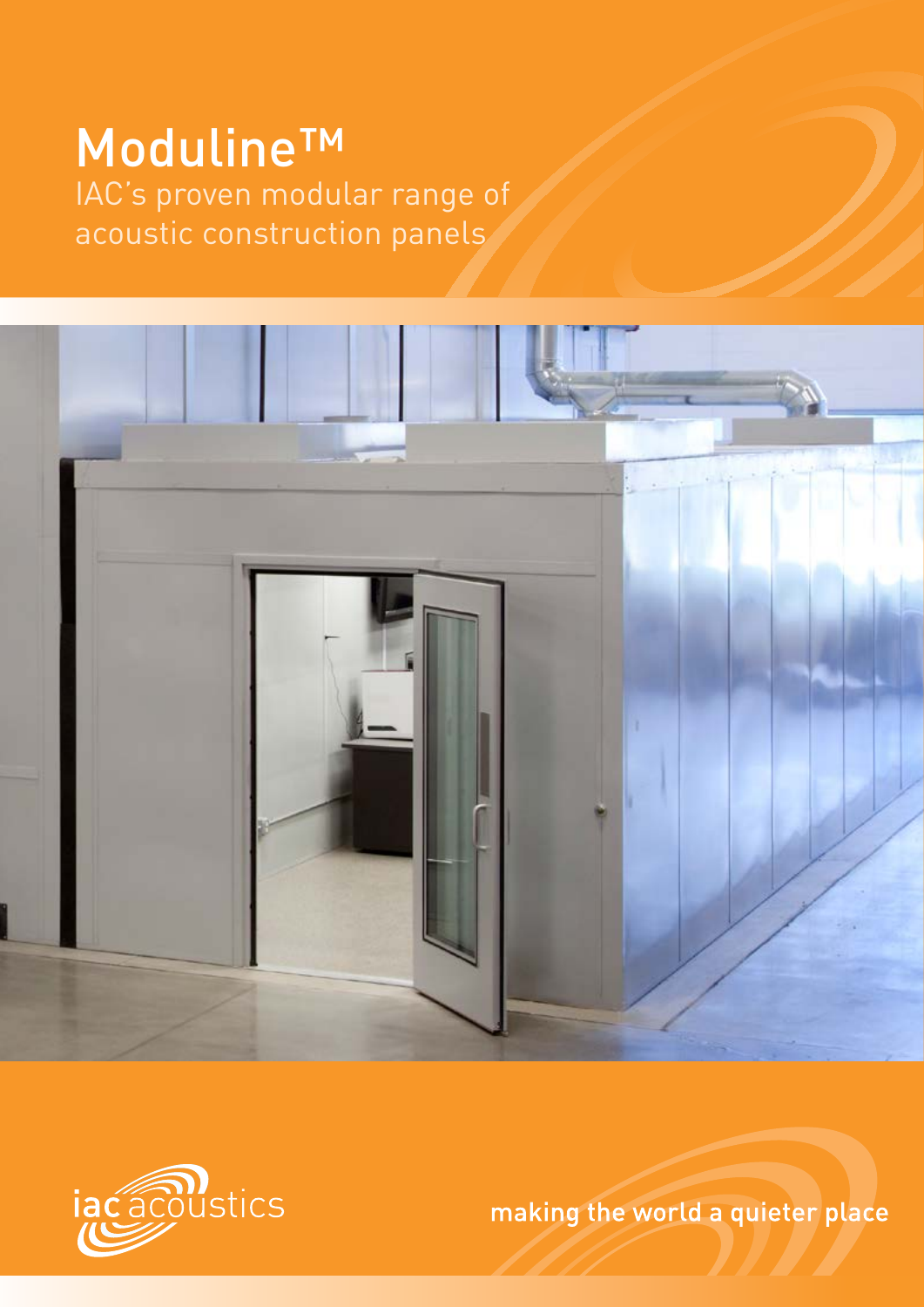# Moduline™

IAC's proven modular range of acoustic construction panels

iac acoustics

making the world a quieter place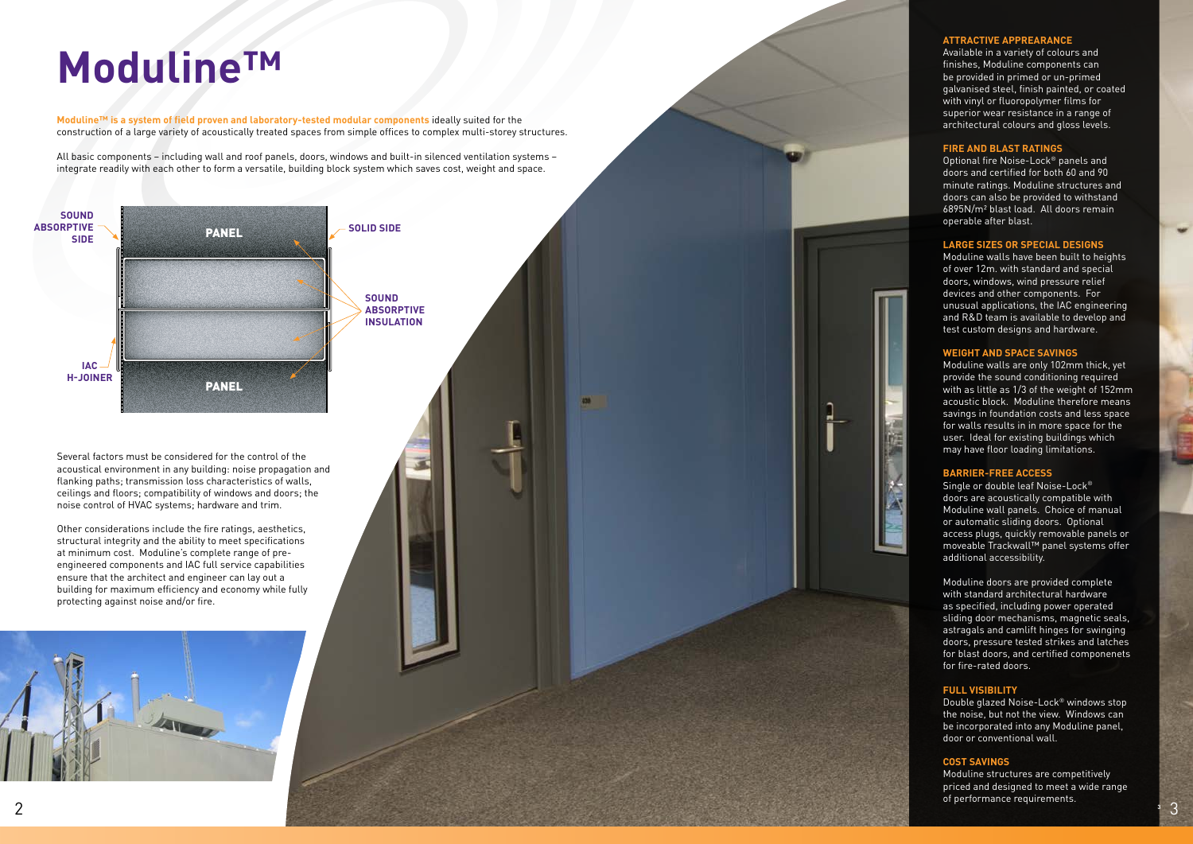# Moduline™

**Moduline™ is a system of field proven and laboratory-tested modular components** ideally suited for the construction of a large variety of acoustically treated spaces from simple offices to complex multi-storey structures.

All basic components – including wall and roof panels, doors, windows and built-in silenced ventilation systems – integrate readily with each other to form a versatile, building block system which saves cost, weight and space.

SOUND ABSORPTIVE SIDE

PANEL

SOLID SIDE

SOUND ABSORPTIVE INSULATION

IAC H-JOINER

PANEL

Several factors must be considered for the control of the acoustical environment in any building: noise propagation and flanking paths; transmission loss characteristics of walls, ceilings and floors; compatibility of windows and doors; the noise control of HVAC systems; hardware and trim.

Other considerations include the fire ratings, aesthetics, structural integrity and the ability to meet specifications at minimum cost. Moduline's complete range of pre-engineered components and IAC full service capabilities ensure that the architect and engineer can lay out a building for maximum efficiency and economy while fully protecting against noise and/or fire.

### ATTRACTIVE APPREARANCE

Available in a variety of colours and finishes, Moduline components can be provided in primed or un-primed galvanised steel, finish painted, or coated with vinyl or fluoropolymer films for superior wear resistance in a range of architectural colours and gloss levels.

### FIRE AND BLAST RATINGS

Optional fire Noise-Lock® panels and doors and certified for both 60 and 90 minute ratings. Moduline structures and doors can also be provided to withstand 6895N/m² blast load. All doors remain operable after blast.

### LARGE SIZES OR SPECIAL DESIGNS

Moduline walls have been built to heights of over 12m. with standard and special doors, windows, wind pressure relief devices and other components. For unusual applications, the IAC engineering and R&D team is available to develop and test custom designs and hardware.

### WEIGHT AND SPACE SAVINGS

Moduline walls are only 102mm thick, yet provide the sound conditioning required with as little as 1/3 of the weight of 152mm acoustic block. Moduline therefore means savings in foundation costs and less space for walls results in in more space for the user. Ideal for existing buildings which may have floor loading limitations.

### BARRIER-FREE ACCESS

Single or double leaf Noise-Lock® doors are acoustically compatible with Moduline wall panels. Choice of manual or automatic sliding doors. Optional access plugs, quickly removable panels or moveable Trackwall™ panel systems offer additional accessibility.

Moduline doors are provided complete with standard architectural hardware as specified, including power operated sliding door mechanisms, magnetic seals, astragals and camlift hinges for swinging doors, pressure tested strikes and latches for blast doors, and certified componenets for fire-rated doors.

### FULL VISIBILITY

Double glazed Noise-Lock® windows stop the noise, but not the view. Windows can be incorporated into any Moduline panel, door or conventional wall.

### COST SAVINGS

Moduline structures are competitively priced and designed to meet a wide range of performance requirements.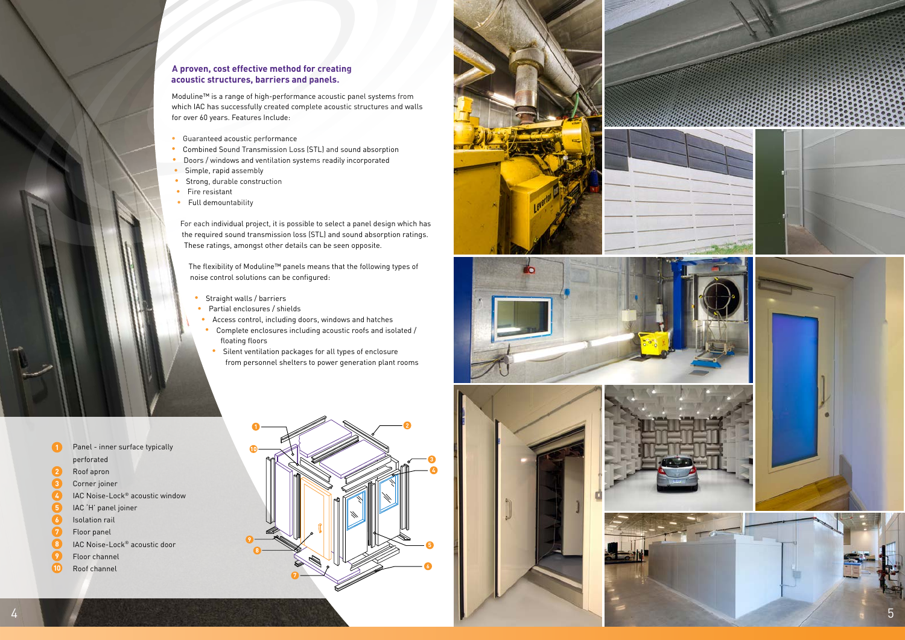## A proven, cost effective method for creating acoustic structures, barriers and panels.

Moduline™ is a range of high-performance acoustic panel systems from which IAC has successfully created complete acoustic structures and walls for over 60 years. Features Include:

- Guaranteed acoustic performance
- Combined Sound Transmission Loss (STL) and sound absorption
- Doors / windows and ventilation systems readily incorporated
- Simple, rapid assembly
- Strong, durable construction
- Fire resistant
- Full demountability

For each individual project, it is possible to select a panel design which has the required sound transmission loss (STL) and sound absorption ratings. These ratings, amongst other details can be seen opposite.

The flexibility of Moduline™ panels means that the following types of noise control solutions can be configured:

- Straight walls / barriers
- Partial enclosures / shields
- Access control, including doors, windows and hatches
- Complete enclosures including acoustic roofs and isolated / floating floors
- Silent ventilation packages for all types of enclosure from personnel shelters to power generation plant rooms

1. Panel - inner surface typically perforated
2. Roof apron
3. Corner joiner
4. IAC Noise-Lock® acoustic window
5. IAC 'H' panel joiner
6. Isolation rail
7. Floor panel
8. IAC Noise-Lock® acoustic door
9. Floor channel
10. Roof channel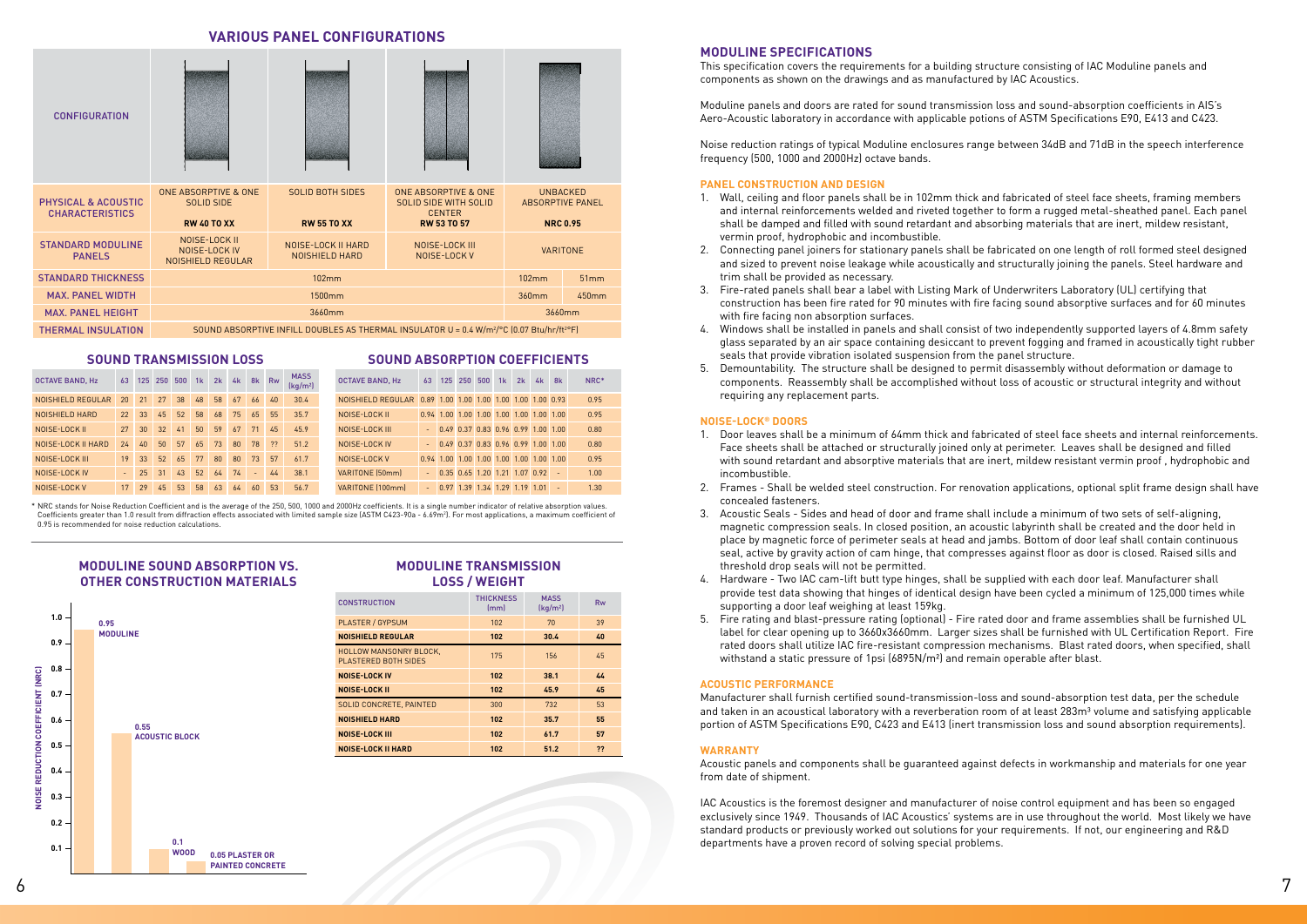## VARIOUS PANEL CONFIGURATIONS

| CONFIGURATION | | | | | |
|---|---|---|---|---|---|
| PHYSICAL & ACOUSTIC CHARACTERISTICS | ONE ABSORPTIVE & ONE SOLID SIDE **RW 40 TO XX** | SOLID BOTH SIDES **RW 55 TO XX** | ONE ABSORPTIVE & ONE SOLID SIDE WITH SOLID CENTER **RW 53 TO 57** | UNBACKED ABSORPTIVE PANEL **NRC 0.95** | |
| STANDARD MODULINE PANELS | NOISE-LOCK II NOISE-LOCK IV NOISHIELD REGULAR | NOISE-LOCK II HARD NOISHIELD HARD | NOISE-LOCK III NOISE-LOCK V | VARITONE | |
| STANDARD THICKNESS | 102mm | | | 102mm | 51mm |
| MAX. PANEL WIDTH | 1500mm | | | 360mm | 450mm |
| MAX. PANEL HEIGHT | 3660mm | | | 3660mm | |
| THERMAL INSULATION | SOUND ABSORPTIVE INFILL DOUBLES AS THERMAL INSULATOR U = 0.4 W/m²/°C (0.07 Btu/hr/ft²°F) | | | | |

### SOUND TRANSMISSION LOSS

| OCTAVE BAND, Hz | 63 | 125 | 250 | 500 | 1k | 2k | 4k | 8k | Rw | MASS (kg/m²) |
|---|---|---|---|---|---|---|---|---|---|---|
| NOISHIELD REGULAR | 20 | 21 | 27 | 38 | 48 | 58 | 67 | 66 | 40 | 30.4 |
| NOISHIELD HARD | 22 | 33 | 45 | 52 | 58 | 68 | 75 | 65 | 55 | 35.7 |
| NOISE-LOCK II | 27 | 30 | 32 | 41 | 50 | 59 | 67 | 71 | 45 | 45.9 |
| NOISE-LOCK II HARD | 24 | 40 | 50 | 57 | 65 | 73 | 80 | 78 | ?? | 51.2 |
| NOISE-LOCK III | 19 | 33 | 52 | 65 | 77 | 80 | 80 | 73 | 57 | 61.7 |
| NOISE-LOCK IV | - | 25 | 31 | 43 | 52 | 64 | 74 | - | 44 | 38.1 |
| NOISE-LOCK V | 17 | 29 | 45 | 53 | 58 | 63 | 64 | 60 | 53 | 56.7 |

### SOUND ABSORPTION COEFFICIENTS

| OCTAVE BAND, Hz | 63 | 125 | 250 | 500 | 1k | 2k | 4k | 8k | NRC* |
|---|---|---|---|---|---|---|---|---|---|
| NOISHIELD REGULAR | 0.89 | 1.00 | 1.00 | 1.00 | 1.00 | 1.00 | 1.00 | 0.93 | 0.95 |
| NOISE-LOCK II | 0.94 | 1.00 | 1.00 | 1.00 | 1.00 | 1.00 | 1.00 | 1.00 | 0.95 |
| NOISE-LOCK III | - | 0.49 | 0.37 | 0.83 | 0.96 | 0.99 | 1.00 | 1.00 | 0.80 |
| NOISE-LOCK IV | - | 0.49 | 0.37 | 0.83 | 0.96 | 0.99 | 1.00 | 1.00 | 0.80 |
| NOISE-LOCK V | 0.94 | 1.00 | 1.00 | 1.00 | 1.00 | 1.00 | 1.00 | 1.00 | 0.95 |
| VARITONE (50mm) | - | 0.35 | 0.65 | 1.20 | 1.21 | 1.07 | 0.92 | - | 1.00 |
| VARITONE (100mm) | - | 0.97 | 1.39 | 1.34 | 1.29 | 1.19 | 1.01 | - | 1.30 |

\* NRC stands for Noise Reduction Coefficient and is the average of the 250, 500, 1000 and 2000Hz coefficients. It is a single number indicator of relative absorption values. Coefficients greater than 1.0 result from diffraction effects associated with limited sample size (ASTM C423-90a - 6.69m²). For most applications, a maximum coefficient of 0.95 is recommended for noise reduction calculations.

### MODULINE SOUND ABSORPTION VS. OTHER CONSTRUCTION MATERIALS

| Material | Noise Reduction Coefficient (NRC) |
|---|---|
| MODULINE | 0.95 |
| ACOUSTIC BLOCK | 0.55 |
| WOOD | 0.1 |
| PLASTER OR PAINTED CONCRETE | 0.05 |

### MODULINE TRANSMISSION LOSS / WEIGHT

| CONSTRUCTION | THICKNESS (mm) | MASS (kg/m²) | Rw |
|---|---|---|---|
| PLASTER / GYPSUM | 102 | 70 | 39 |
| **NOISHIELD REGULAR** | **102** | **30.4** | **40** |
| HOLLOW MANSONRY BLOCK, PLASTERED BOTH SIDES | 175 | 156 | 45 |
| **NOISE-LOCK IV** | **102** | **38.1** | **44** |
| **NOISE-LOCK II** | **102** | **45.9** | **45** |
| SOLID CONCRETE, PAINTED | 300 | 732 | 53 |
| **NOISHIELD HARD** | **102** | **35.7** | **55** |
| **NOISE-LOCK III** | **102** | **61.7** | **57** |
| **NOISE-LOCK II HARD** | **102** | **51.2** | **??** |

## MODULINE SPECIFICATIONS

This specification covers the requirements for a building structure consisting of IAC Moduline panels and components as shown on the drawings and as manufactured by IAC Acoustics.

Moduline panels and doors are rated for sound transmission loss and sound-absorption coefficients in AIS's Aero-Acoustic laboratory in accordance with applicable potions of ASTM Specifications E90, E413 and C423.

Noise reduction ratings of typical Moduline enclosures range between 34dB and 71dB in the speech interference frequency (500, 1000 and 2000Hz) octave bands.

### PANEL CONSTRUCTION AND DESIGN

1. Wall, ceiling and floor panels shall be in 102mm thick and fabricated of steel face sheets, framing members and internal reinforcements welded and riveted together to form a rugged metal-sheathed panel. Each panel shall be damped and filled with sound retardant and absorbing materials that are inert, mildew resistant, vermin proof, hydrophobic and incombustible.
2. Connecting panel joiners for stationary panels shall be fabricated on one length of roll formed steel designed and sized to prevent noise leakage while acoustically and structurally joining the panels. Steel hardware and trim shall be provided as necessary.
3. Fire-rated panels shall bear a label with Listing Mark of Underwriters Laboratory (UL) certifying that construction has been fire rated for 90 minutes with fire facing sound absorptive surfaces and for 60 minutes with fire facing non absorption surfaces.
4. Windows shall be installed in panels and shall consist of two independently supported layers of 4.8mm safety glass separated by an air space containing desiccant to prevent fogging and framed in acoustically tight rubber seals that provide vibration isolated suspension from the panel structure.
5. Demountability. The structure shall be designed to permit disassembly without deformation or damage to components. Reassembly shall be accomplished without loss of acoustic or structural integrity and without requiring any replacement parts.

### NOISE-LOCK® DOORS

1. Door leaves shall be a minimum of 64mm thick and fabricated of steel face sheets and internal reinforcements. Face sheets shall be attached or structurally joined only at perimeter. Leaves shall be designed and filled with sound retardant and absorptive materials that are inert, mildew resistant vermin proof , hydrophobic and incombustible.
2. Frames - Shall be welded steel construction. For renovation applications, optional split frame design shall have concealed fasteners.
3. Acoustic Seals - Sides and head of door and frame shall include a minimum of two sets of self-aligning, magnetic compression seals. In closed position, an acoustic labyrinth shall be created and the door held in place by magnetic force of perimeter seals at head and jambs. Bottom of door leaf shall contain continuous seal, active by gravity action of cam hinge, that compresses against floor as door is closed. Raised sills and threshold drop seals will not be permitted.
4. Hardware - Two IAC cam-lift butt type hinges, shall be supplied with each door leaf. Manufacturer shall provide test data showing that hinges of identical design have been cycled a minimum of 125,000 times while supporting a door leaf weighing at least 159kg.
5. Fire rating and blast-pressure rating (optional) - Fire rated door and frame assemblies shall be furnished UL label for clear opening up to 3660x3660mm. Larger sizes shall be furnished with UL Certification Report. Fire rated doors shall utilize IAC fire-resistant compression mechanisms. Blast rated doors, when specified, shall withstand a static pressure of 1psi (6895N/m²) and remain operable after blast.

### ACOUSTIC PERFORMANCE

Manufacturer shall furnish certified sound-transmission-loss and sound-absorption test data, per the schedule and taken in an acoustical laboratory with a reverberation room of at least 283m³ volume and satisfying applicable portion of ASTM Specifications E90, C423 and E413 (inert transmission loss and sound absorption requirements).

### WARRANTY

Acoustic panels and components shall be guaranteed against defects in workmanship and materials for one year from date of shipment.

IAC Acoustics is the foremost designer and manufacturer of noise control equipment and has been so engaged exclusively since 1949. Thousands of IAC Acoustics' systems are in use throughout the world. Most likely we have standard products or previously worked out solutions for your requirements. If not, our engineering and R&D departments have a proven record of solving special problems.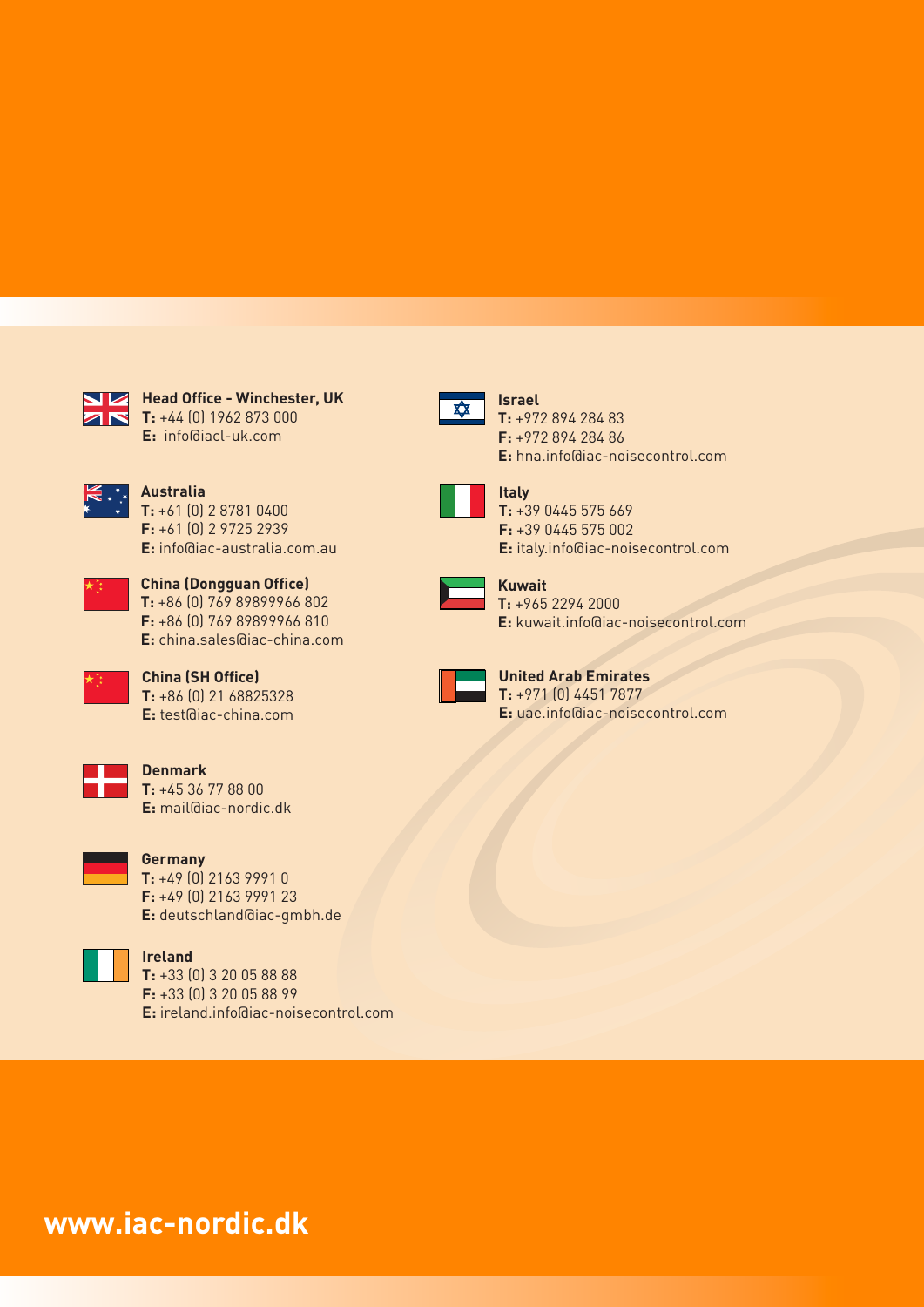**Head Office - Winchester, UK**
**T:** +44 (0) 1962 873 000
**E:** info@iacl-uk.com

**Australia**
**T:** +61 (0) 2 8781 0400
**F:** +61 (0) 2 9725 2939
**E:** info@iac-australia.com.au

**China (Dongguan Office)**
**T:** +86 (0) 769 89899966 802
**F:** +86 (0) 769 89899966 810
**E:** china.sales@iac-china.com

**China (SH Office)**
**T:** +86 (0) 21 68825328
**E:** test@iac-china.com

**Denmark**
**T:** +45 36 77 88 00
**E:** mail@iac-nordic.dk

**Germany**
**T:** +49 (0) 2163 9991 0
**F:** +49 (0) 2163 9991 23
**E:** deutschland@iac-gmbh.de

**Ireland**
**T:** +33 (0) 3 20 05 88 88
**F:** +33 (0) 3 20 05 88 99
**E:** ireland.info@iac-noisecontrol.com

**Israel**
**T:** +972 894 284 83
**F:** +972 894 284 86
**E:** hna.info@iac-noisecontrol.com

**Italy**
**T:** +39 0445 575 669
**F:** +39 0445 575 002
**E:** italy.info@iac-noisecontrol.com

**Kuwait**
**T:** +965 2294 2000
**E:** kuwait.info@iac-noisecontrol.com

**United Arab Emirates**
**T:** +971 (0) 4451 7877
**E:** uae.info@iac-noisecontrol.com

**www.iac-nordic.dk**